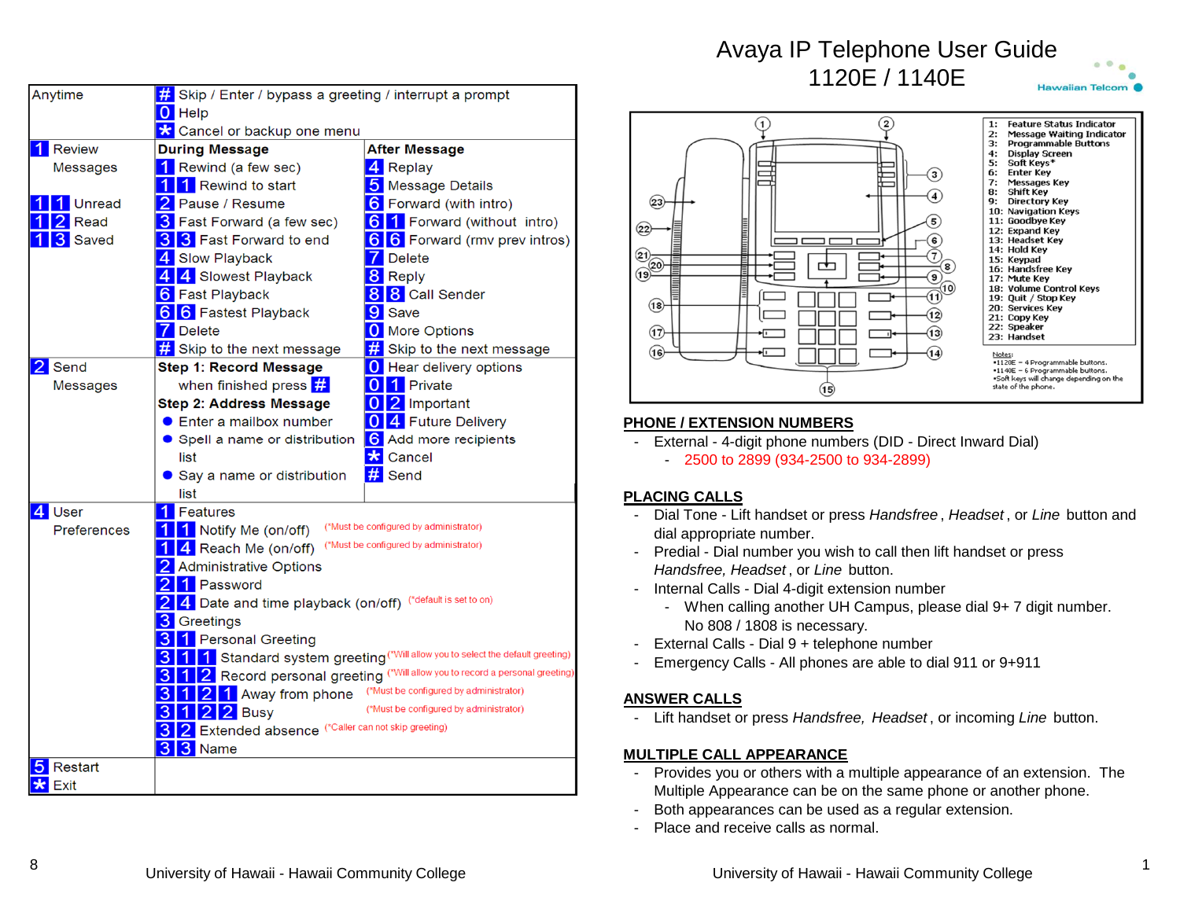| Anytime | # Skip / Enter / bypass a greeting / interrupt a prompt<br>0 Help<br>* Cancel or backup one menu | |
|---|---|---|
| 1 Review Messages<br><br>1 1 Unread<br>1 2 Read<br>1 3 Saved | **During Message**<br>1 Rewind (a few sec)<br>1 1 Rewind to start<br>2 Pause / Resume<br>3 Fast Forward (a few sec)<br>3 3 Fast Forward to end<br>4 Slow Playback<br>4 4 Slowest Playback<br>6 Fast Playback<br>6 6 Fastest Playback<br>7 Delete<br># Skip to the next message | **After Message**<br>4 Replay<br>5 Message Details<br>6 Forward (with intro)<br>6 1 Forward (without intro)<br>6 6 Forward (rmv prev intros)<br>7 Delete<br>8 Reply<br>8 8 Call Sender<br>9 Save<br>0 More Options<br># Skip to the next message |
| 2 Send Messages | **Step 1: Record Message**<br>when finished press #<br>**Step 2: Address Message**<br>● Enter a mailbox number<br>● Spell a name or distribution list<br>● Say a name or distribution list | 0 Hear delivery options<br>0 1 Private<br>0 2 Important<br>0 4 Future Delivery<br>6 Add more recipients<br>* Cancel<br># Send |
| 4 User Preferences | 1 Features<br>1 1 Notify Me (on/off) (*Must be configured by administrator)<br>1 4 Reach Me (on/off) (*Must be configured by administrator)<br>2 Administrative Options<br>2 1 Password<br>2 4 Date and time playback (on/off) (*default is set to on)<br>3 Greetings<br>3 1 Personal Greeting<br>3 1 1 Standard system greeting (*Will allow you to select the default greeting)<br>3 1 2 Record personal greeting (*Will allow you to record a personal greeting)<br>3 1 2 1 Away from phone (*Must be configured by administrator)<br>3 1 2 2 Busy (*Must be configured by administrator)<br>3 2 Extended absence (*Caller can not skip greeting)<br>3 3 Name | |
| 5 Restart<br>* Exit | | |

# Avaya IP Telephone User Guide
# 1120E / 1140E

Hawaiian Telcom

1: Feature Status Indicator
2: Message Waiting Indicator
3: Programmable Buttons
4: Display Screen
5: Soft Keys*
6: Enter Key
7: Messages Key
8: Shift Key
9: Directory Key
10: Navigation Keys
11: Goodbye Key
12: Expand Key
13: Headset Key
14: Hold Key
15: Keypad
16: Handsfree Key
17: Mute Key
18: Volume Control Keys
19: Quit / Stop Key
20: Services Key
21: Copy Key
22: Speaker
23: Handset

Notes:
•1120E – 4 Programmable buttons.
•1140E – 6 Programmable buttons.
•Soft keys will change depending on the state of the phone.

## PHONE / EXTENSION NUMBERS

- External - 4-digit phone numbers (DID - Direct Inward Dial)
  - 2500 to 2899 (934-2500 to 934-2899)

## PLACING CALLS

- Dial Tone - Lift handset or press *Handsfree*, *Headset*, or *Line* button and dial appropriate number.
- Predial - Dial number you wish to call then lift handset or press *Handsfree, Headset*, or *Line* button.
- Internal Calls - Dial 4-digit extension number
  - When calling another UH Campus, please dial 9+ 7 digit number. No 808 / 1808 is necessary.
- External Calls - Dial 9 + telephone number
- Emergency Calls - All phones are able to dial 911 or 9+911

## ANSWER CALLS

- Lift handset or press *Handsfree, Headset*, or incoming *Line* button.

## MULTIPLE CALL APPEARANCE

- Provides you or others with a multiple appearance of an extension. The Multiple Appearance can be on the same phone or another phone.
- Both appearances can be used as a regular extension.
- Place and receive calls as normal.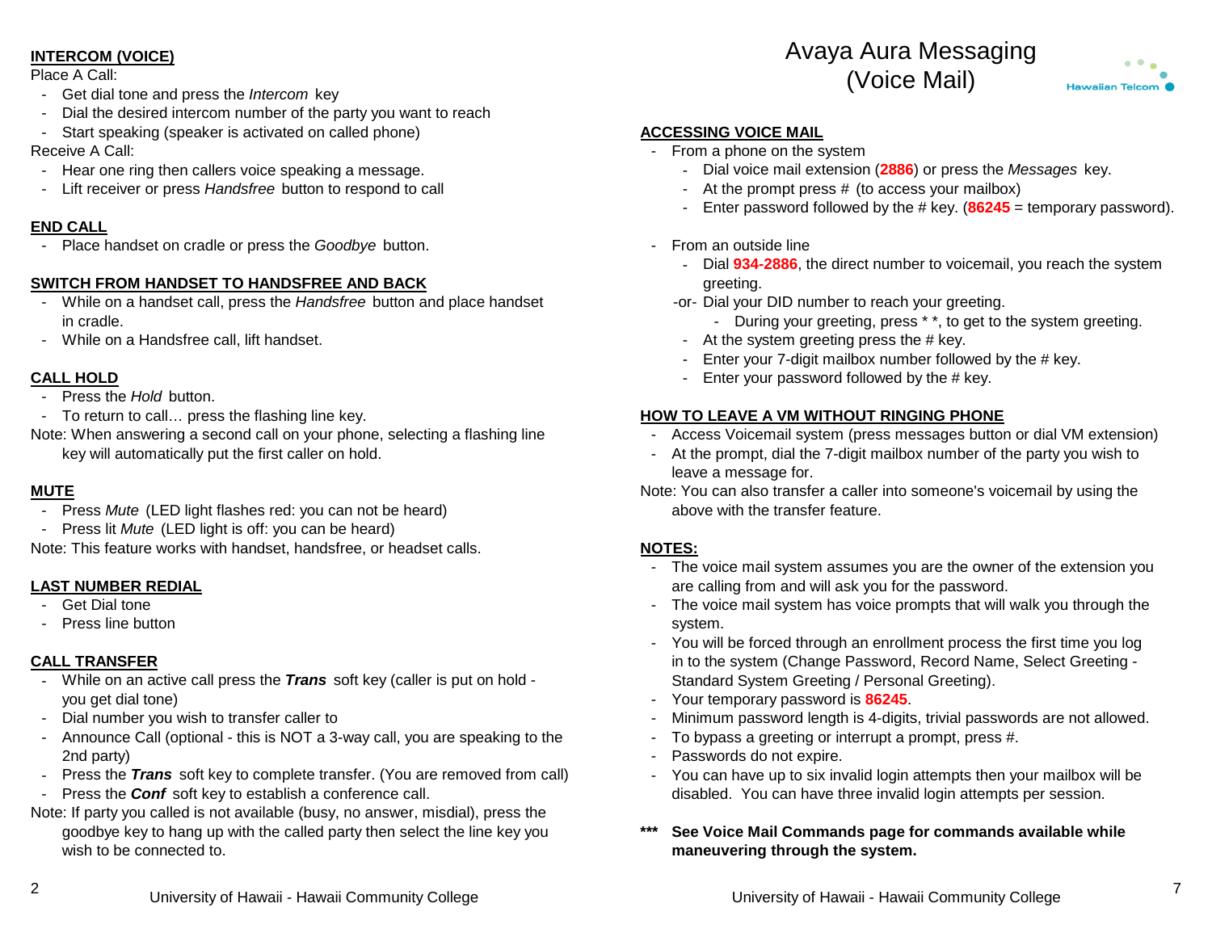## INTERCOM (VOICE)

Place A Call:

- Get dial tone and press the *Intercom* key
- Dial the desired intercom number of the party you want to reach
- Start speaking (speaker is activated on called phone)

Receive A Call:

- Hear one ring then callers voice speaking a message.
- Lift receiver or press *Handsfree* button to respond to call

## END CALL

- Place handset on cradle or press the *Goodbye* button.

## SWITCH FROM HANDSET TO HANDSFREE AND BACK

- While on a handset call, press the *Handsfree* button and place handset in cradle.
- While on a Handsfree call, lift handset.

## CALL HOLD

- Press the *Hold* button.
- To return to call… press the flashing line key.

Note: When answering a second call on your phone, selecting a flashing line key will automatically put the first caller on hold.

## MUTE

- Press *Mute* (LED light flashes red: you can not be heard)
- Press lit *Mute* (LED light is off: you can be heard)

Note: This feature works with handset, handsfree, or headset calls.

## LAST NUMBER REDIAL

- Get Dial tone
- Press line button

## CALL TRANSFER

- While on an active call press the ***Trans*** soft key (caller is put on hold - you get dial tone)
- Dial number you wish to transfer caller to
- Announce Call (optional - this is NOT a 3-way call, you are speaking to the 2nd party)
- Press the ***Trans*** soft key to complete transfer. (You are removed from call)
- Press the ***Conf*** soft key to establish a conference call.

Note: If party you called is not available (busy, no answer, misdial), press the goodbye key to hang up with the called party then select the line key you wish to be connected to.

# Avaya Aura Messaging (Voice Mail)

## ACCESSING VOICE MAIL

- From a phone on the system
  - Dial voice mail extension (**2886**) or press the *Messages* key.
  - At the prompt press # (to access your mailbox)
  - Enter password followed by the # key. (**86245** = temporary password).

- From an outside line
  - Dial **934-2886**, the direct number to voicemail, you reach the system greeting.
  - -or- Dial your DID number to reach your greeting.
    - During your greeting, press * *, to get to the system greeting.
  - At the system greeting press the # key.
  - Enter your 7-digit mailbox number followed by the # key.
  - Enter your password followed by the # key.

## HOW TO LEAVE A VM WITHOUT RINGING PHONE

- Access Voicemail system (press messages button or dial VM extension)
- At the prompt, dial the 7-digit mailbox number of the party you wish to leave a message for.

Note: You can also transfer a caller into someone's voicemail by using the above with the transfer feature.

## NOTES:

- The voice mail system assumes you are the owner of the extension you are calling from and will ask you for the password.
- The voice mail system has voice prompts that will walk you through the system.
- You will be forced through an enrollment process the first time you log in to the system (Change Password, Record Name, Select Greeting - Standard System Greeting / Personal Greeting).
- Your temporary password is **86245**.
- Minimum password length is 4-digits, trivial passwords are not allowed.
- To bypass a greeting or interrupt a prompt, press #.
- Passwords do not expire.
- You can have up to six invalid login attempts then your mailbox will be disabled. You can have three invalid login attempts per session.

**\*\*\* See Voice Mail Commands page for commands available while maneuvering through the system.**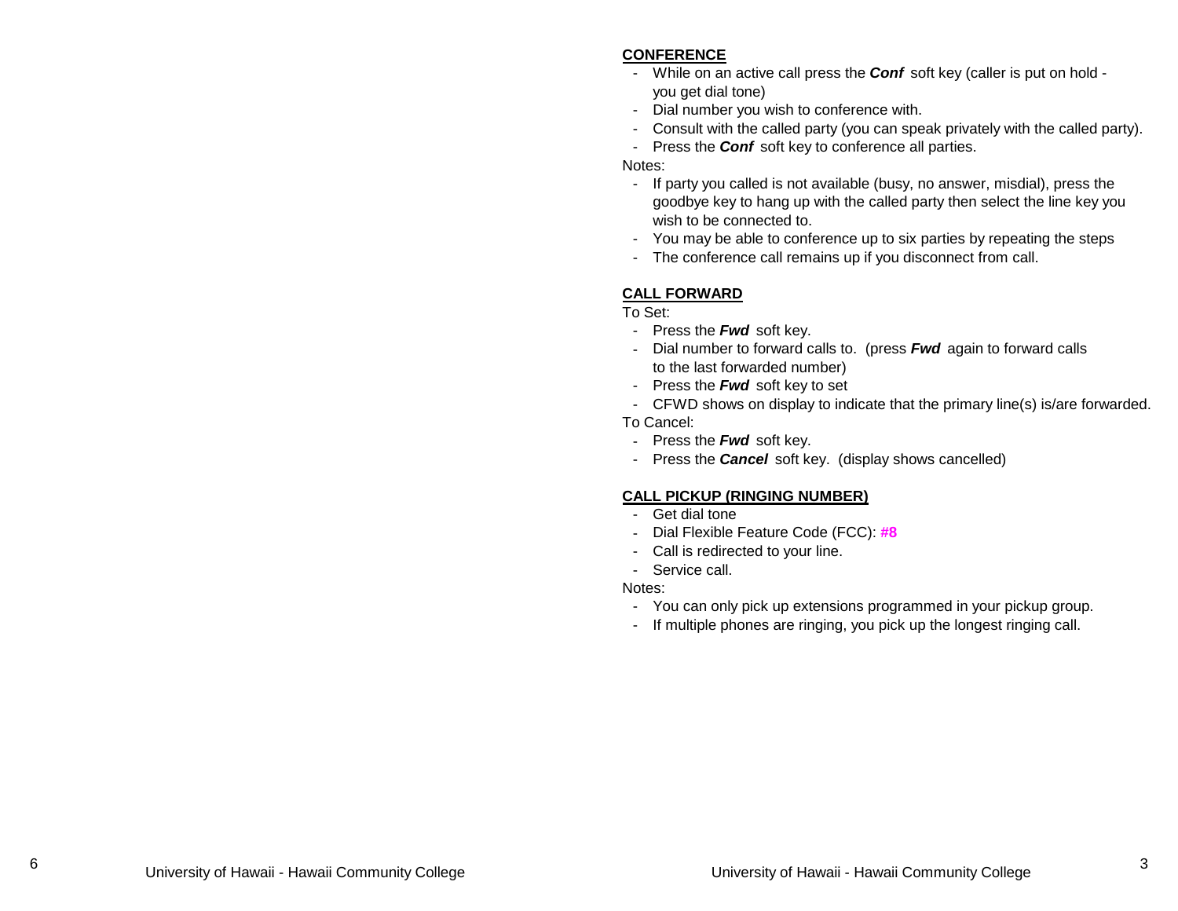**CONFERENCE**

- While on an active call press the ***Conf*** soft key (caller is put on hold - you get dial tone)
- Dial number you wish to conference with.
- Consult with the called party (you can speak privately with the called party).
- Press the ***Conf*** soft key to conference all parties.

Notes:

- If party you called is not available (busy, no answer, misdial), press the goodbye key to hang up with the called party then select the line key you wish to be connected to.
- You may be able to conference up to six parties by repeating the steps
- The conference call remains up if you disconnect from call.

**CALL FORWARD**

To Set:

- Press the ***Fwd*** soft key.
- Dial number to forward calls to. (press ***Fwd*** again to forward calls to the last forwarded number)
- Press the ***Fwd*** soft key to set
- CFWD shows on display to indicate that the primary line(s) is/are forwarded.

To Cancel:

- Press the ***Fwd*** soft key.
- Press the ***Cancel*** soft key. (display shows cancelled)

**CALL PICKUP (RINGING NUMBER)**

- Get dial tone
- Dial Flexible Feature Code (FCC): **#8**
- Call is redirected to your line.
- Service call.

Notes:

- You can only pick up extensions programmed in your pickup group.
- If multiple phones are ringing, you pick up the longest ringing call.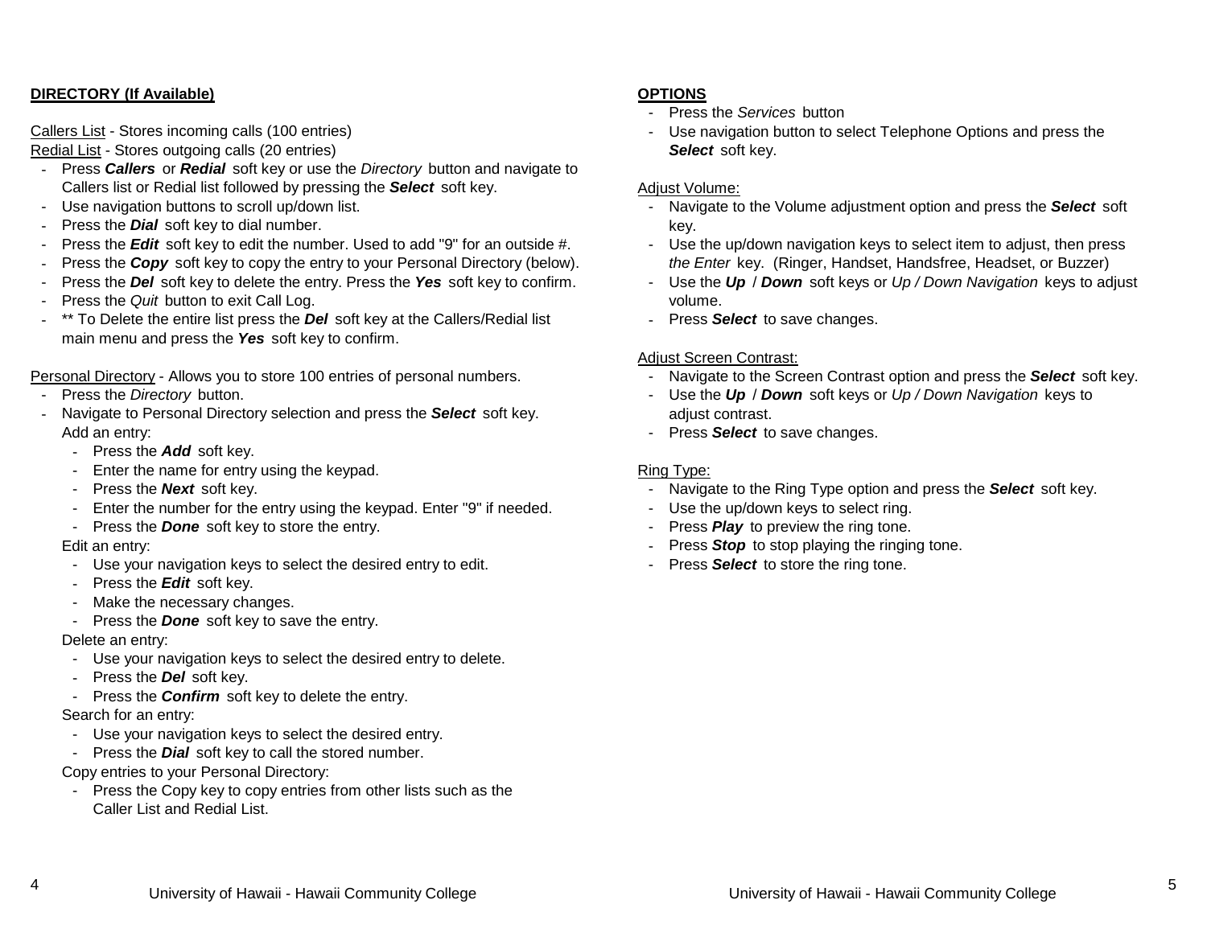## DIRECTORY (If Available)

Callers List - Stores incoming calls (100 entries)
Redial List - Stores outgoing calls (20 entries)

- Press ***Callers*** or ***Redial*** soft key or use the *Directory* button and navigate to Callers list or Redial list followed by pressing the ***Select*** soft key.
- Use navigation buttons to scroll up/down list.
- Press the ***Dial*** soft key to dial number.
- Press the ***Edit*** soft key to edit the number. Used to add "9" for an outside #.
- Press the ***Copy*** soft key to copy the entry to your Personal Directory (below).
- Press the ***Del*** soft key to delete the entry. Press the ***Yes*** soft key to confirm.
- Press the *Quit* button to exit Call Log.
- ** To Delete the entire list press the ***Del*** soft key at the Callers/Redial list main menu and press the ***Yes*** soft key to confirm.

Personal Directory - Allows you to store 100 entries of personal numbers.

- Press the *Directory* button.
- Navigate to Personal Directory selection and press the ***Select*** soft key.

  Add an entry:
  - Press the ***Add*** soft key.
  - Enter the name for entry using the keypad.
  - Press the ***Next*** soft key.
  - Enter the number for the entry using the keypad. Enter "9" if needed.
  - Press the ***Done*** soft key to store the entry.

  Edit an entry:
  - Use your navigation keys to select the desired entry to edit.
  - Press the ***Edit*** soft key.
  - Make the necessary changes.
  - Press the ***Done*** soft key to save the entry.

  Delete an entry:
  - Use your navigation keys to select the desired entry to delete.
  - Press the ***Del*** soft key.
  - Press the ***Confirm*** soft key to delete the entry.

  Search for an entry:
  - Use your navigation keys to select the desired entry.
  - Press the ***Dial*** soft key to call the stored number.

  Copy entries to your Personal Directory:
  - Press the Copy key to copy entries from other lists such as the Caller List and Redial List.

## OPTIONS

- Press the *Services* button
- Use navigation button to select Telephone Options and press the ***Select*** soft key.

Adjust Volume:

- Navigate to the Volume adjustment option and press the ***Select*** soft key.
- Use the up/down navigation keys to select item to adjust, then press *the Enter* key. (Ringer, Handset, Handsfree, Headset, or Buzzer)
- Use the ***Up*** / ***Down*** soft keys or *Up / Down Navigation* keys to adjust volume.
- Press ***Select*** to save changes.

Adjust Screen Contrast:

- Navigate to the Screen Contrast option and press the ***Select*** soft key.
- Use the ***Up*** / ***Down*** soft keys or *Up / Down Navigation* keys to adjust contrast.
- Press ***Select*** to save changes.

Ring Type:

- Navigate to the Ring Type option and press the ***Select*** soft key.
- Use the up/down keys to select ring.
- Press ***Play*** to preview the ring tone.
- Press ***Stop*** to stop playing the ringing tone.
- Press ***Select*** to store the ring tone.